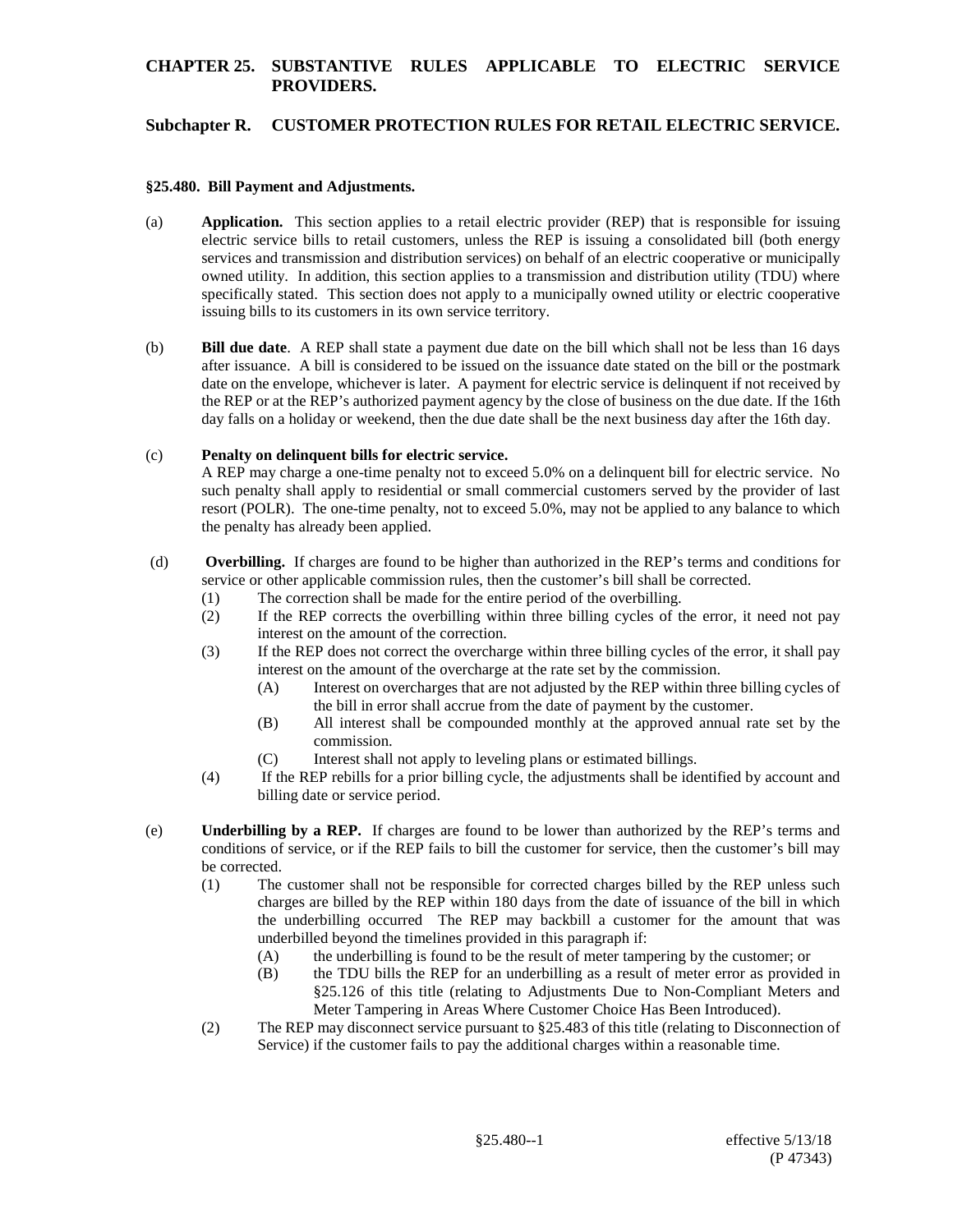# CHAPTER 25. SUBSTANTIVE RULES APPLICABLE TO ELECTRIC SERVICE PROVIDERS.

## Subchapter R. CUSTOMER PROTECTION RULES FOR RETAIL ELECTRIC SERVICE.

### §25.480. Bill Payment and Adjustments.

(a) **Application.** This section applies to a retail electric provider (REP) that is responsible for issuing electric service bills to retail customers, unless the REP is issuing a consolidated bill (both energy services and transmission and distribution services) on behalf of an electric cooperative or municipally owned utility. In addition, this section applies to a transmission and distribution utility (TDU) where specifically stated. This section does not apply to a municipally owned utility or electric cooperative issuing bills to its customers in its own service territory.

(b) **Bill due date**. A REP shall state a payment due date on the bill which shall not be less than 16 days after issuance. A bill is considered to be issued on the issuance date stated on the bill or the postmark date on the envelope, whichever is later. A payment for electric service is delinquent if not received by the REP or at the REP's authorized payment agency by the close of business on the due date. If the 16th day falls on a holiday or weekend, then the due date shall be the next business day after the 16th day.

(c) **Penalty on delinquent bills for electric service.**
A REP may charge a one-time penalty not to exceed 5.0% on a delinquent bill for electric service. No such penalty shall apply to residential or small commercial customers served by the provider of last resort (POLR). The one-time penalty, not to exceed 5.0%, may not be applied to any balance to which the penalty has already been applied.

(d) **Overbilling.** If charges are found to be higher than authorized in the REP's terms and conditions for service or other applicable commission rules, then the customer's bill shall be corrected.

- (1) The correction shall be made for the entire period of the overbilling.
- (2) If the REP corrects the overbilling within three billing cycles of the error, it need not pay interest on the amount of the correction.
- (3) If the REP does not correct the overcharge within three billing cycles of the error, it shall pay interest on the amount of the overcharge at the rate set by the commission.
  - (A) Interest on overcharges that are not adjusted by the REP within three billing cycles of the bill in error shall accrue from the date of payment by the customer.
  - (B) All interest shall be compounded monthly at the approved annual rate set by the commission.
  - (C) Interest shall not apply to leveling plans or estimated billings.
- (4) If the REP rebills for a prior billing cycle, the adjustments shall be identified by account and billing date or service period.

(e) **Underbilling by a REP.** If charges are found to be lower than authorized by the REP's terms and conditions of service, or if the REP fails to bill the customer for service, then the customer's bill may be corrected.

- (1) The customer shall not be responsible for corrected charges billed by the REP unless such charges are billed by the REP within 180 days from the date of issuance of the bill in which the underbilling occurred The REP may backbill a customer for the amount that was underbilled beyond the timelines provided in this paragraph if:
  - (A) the underbilling is found to be the result of meter tampering by the customer; or
  - (B) the TDU bills the REP for an underbilling as a result of meter error as provided in §25.126 of this title (relating to Adjustments Due to Non-Compliant Meters and Meter Tampering in Areas Where Customer Choice Has Been Introduced).
- (2) The REP may disconnect service pursuant to §25.483 of this title (relating to Disconnection of Service) if the customer fails to pay the additional charges within a reasonable time.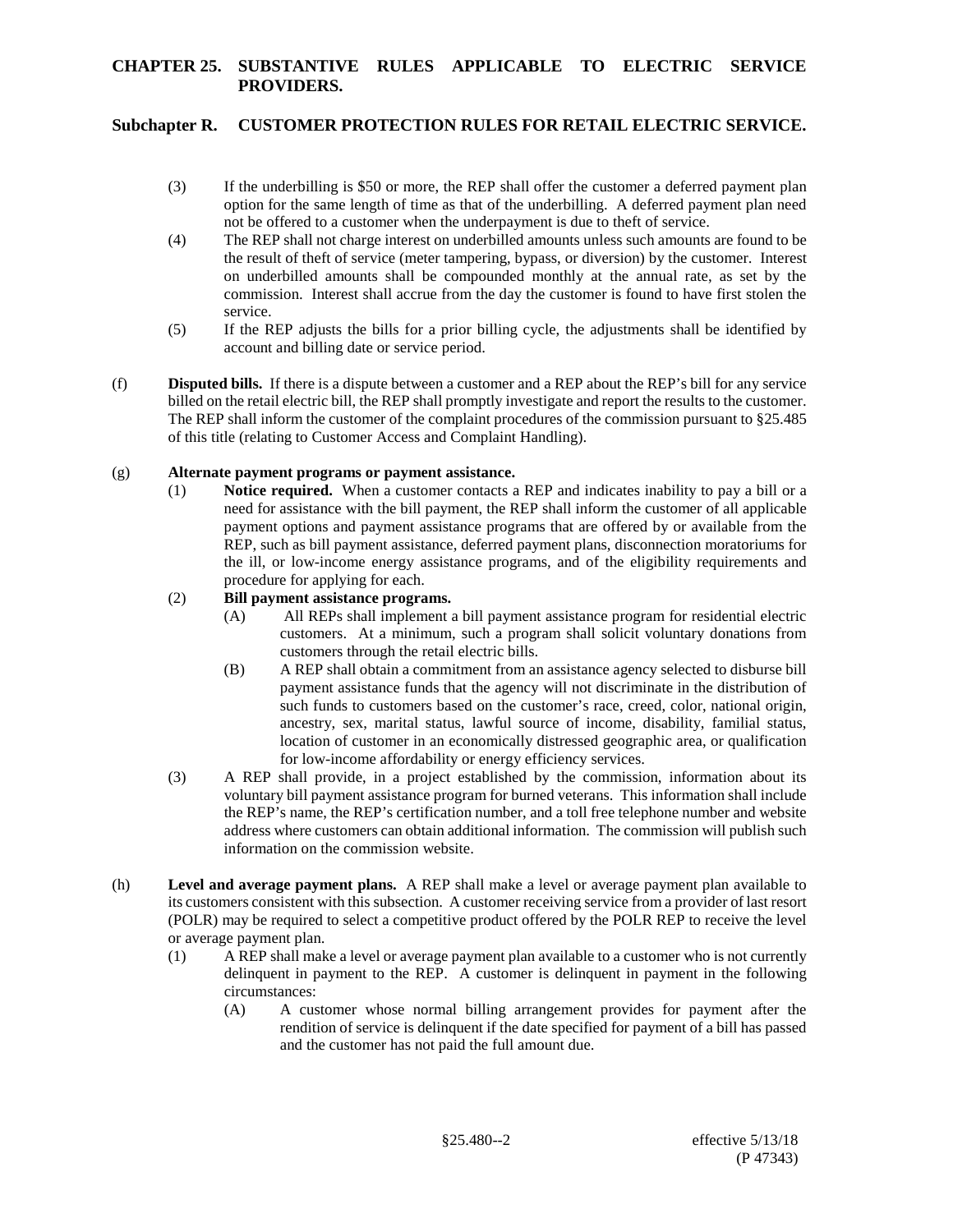(3) If the underbilling is $50 or more, the REP shall offer the customer a deferred payment plan option for the same length of time as that of the underbilling. A deferred payment plan need not be offered to a customer when the underpayment is due to theft of service.

(4) The REP shall not charge interest on underbilled amounts unless such amounts are found to be the result of theft of service (meter tampering, bypass, or diversion) by the customer. Interest on underbilled amounts shall be compounded monthly at the annual rate, as set by the commission. Interest shall accrue from the day the customer is found to have first stolen the service.

(5) If the REP adjusts the bills for a prior billing cycle, the adjustments shall be identified by account and billing date or service period.

(f) **Disputed bills.** If there is a dispute between a customer and a REP about the REP's bill for any service billed on the retail electric bill, the REP shall promptly investigate and report the results to the customer. The REP shall inform the customer of the complaint procedures of the commission pursuant to §25.485 of this title (relating to Customer Access and Complaint Handling).

(g) **Alternate payment programs or payment assistance.**

(1) **Notice required.** When a customer contacts a REP and indicates inability to pay a bill or a need for assistance with the bill payment, the REP shall inform the customer of all applicable payment options and payment assistance programs that are offered by or available from the REP, such as bill payment assistance, deferred payment plans, disconnection moratoriums for the ill, or low-income energy assistance programs, and of the eligibility requirements and procedure for applying for each.

(2) **Bill payment assistance programs.**

(A) All REPs shall implement a bill payment assistance program for residential electric customers. At a minimum, such a program shall solicit voluntary donations from customers through the retail electric bills.

(B) A REP shall obtain a commitment from an assistance agency selected to disburse bill payment assistance funds that the agency will not discriminate in the distribution of such funds to customers based on the customer's race, creed, color, national origin, ancestry, sex, marital status, lawful source of income, disability, familial status, location of customer in an economically distressed geographic area, or qualification for low-income affordability or energy efficiency services.

(3) A REP shall provide, in a project established by the commission, information about its voluntary bill payment assistance program for burned veterans. This information shall include the REP's name, the REP's certification number, and a toll free telephone number and website address where customers can obtain additional information. The commission will publish such information on the commission website.

(h) **Level and average payment plans.** A REP shall make a level or average payment plan available to its customers consistent with this subsection. A customer receiving service from a provider of last resort (POLR) may be required to select a competitive product offered by the POLR REP to receive the level or average payment plan.

(1) A REP shall make a level or average payment plan available to a customer who is not currently delinquent in payment to the REP. A customer is delinquent in payment in the following circumstances:

(A) A customer whose normal billing arrangement provides for payment after the rendition of service is delinquent if the date specified for payment of a bill has passed and the customer has not paid the full amount due.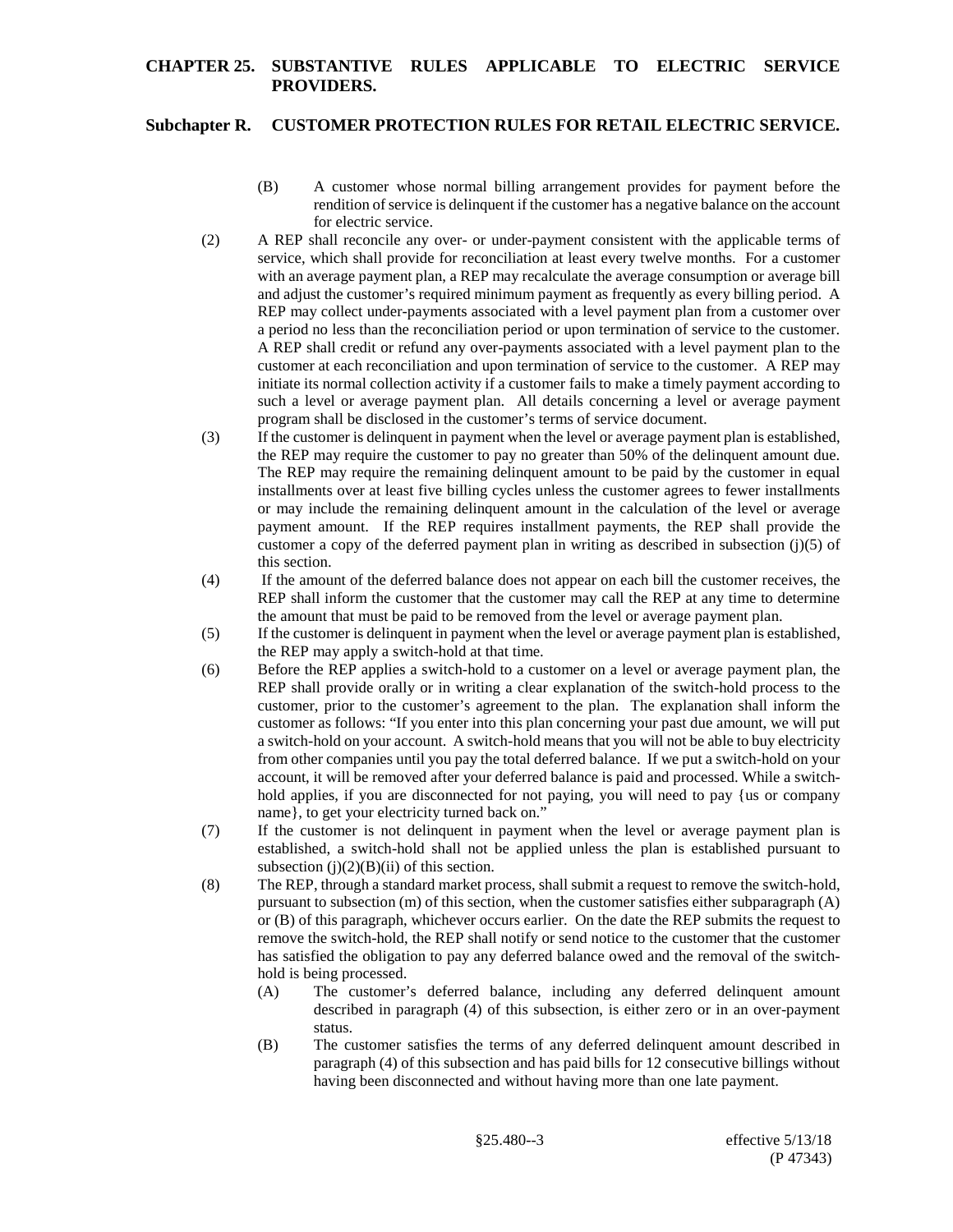(B) A customer whose normal billing arrangement provides for payment before the rendition of service is delinquent if the customer has a negative balance on the account for electric service.

(2) A REP shall reconcile any over- or under-payment consistent with the applicable terms of service, which shall provide for reconciliation at least every twelve months. For a customer with an average payment plan, a REP may recalculate the average consumption or average bill and adjust the customer's required minimum payment as frequently as every billing period. A REP may collect under-payments associated with a level payment plan from a customer over a period no less than the reconciliation period or upon termination of service to the customer. A REP shall credit or refund any over-payments associated with a level payment plan to the customer at each reconciliation and upon termination of service to the customer. A REP may initiate its normal collection activity if a customer fails to make a timely payment according to such a level or average payment plan. All details concerning a level or average payment program shall be disclosed in the customer's terms of service document.

(3) If the customer is delinquent in payment when the level or average payment plan is established, the REP may require the customer to pay no greater than 50% of the delinquent amount due. The REP may require the remaining delinquent amount to be paid by the customer in equal installments over at least five billing cycles unless the customer agrees to fewer installments or may include the remaining delinquent amount in the calculation of the level or average payment amount. If the REP requires installment payments, the REP shall provide the customer a copy of the deferred payment plan in writing as described in subsection (j)(5) of this section.

(4) If the amount of the deferred balance does not appear on each bill the customer receives, the REP shall inform the customer that the customer may call the REP at any time to determine the amount that must be paid to be removed from the level or average payment plan.

(5) If the customer is delinquent in payment when the level or average payment plan is established, the REP may apply a switch-hold at that time.

(6) Before the REP applies a switch-hold to a customer on a level or average payment plan, the REP shall provide orally or in writing a clear explanation of the switch-hold process to the customer, prior to the customer's agreement to the plan. The explanation shall inform the customer as follows: "If you enter into this plan concerning your past due amount, we will put a switch-hold on your account. A switch-hold means that you will not be able to buy electricity from other companies until you pay the total deferred balance. If we put a switch-hold on your account, it will be removed after your deferred balance is paid and processed. While a switch-hold applies, if you are disconnected for not paying, you will need to pay {us or company name}, to get your electricity turned back on."

(7) If the customer is not delinquent in payment when the level or average payment plan is established, a switch-hold shall not be applied unless the plan is established pursuant to subsection (j)(2)(B)(ii) of this section.

(8) The REP, through a standard market process, shall submit a request to remove the switch-hold, pursuant to subsection (m) of this section, when the customer satisfies either subparagraph (A) or (B) of this paragraph, whichever occurs earlier. On the date the REP submits the request to remove the switch-hold, the REP shall notify or send notice to the customer that the customer has satisfied the obligation to pay any deferred balance owed and the removal of the switch-hold is being processed.

  (A) The customer's deferred balance, including any deferred delinquent amount described in paragraph (4) of this subsection, is either zero or in an over-payment status.

  (B) The customer satisfies the terms of any deferred delinquent amount described in paragraph (4) of this subsection and has paid bills for 12 consecutive billings without having been disconnected and without having more than one late payment.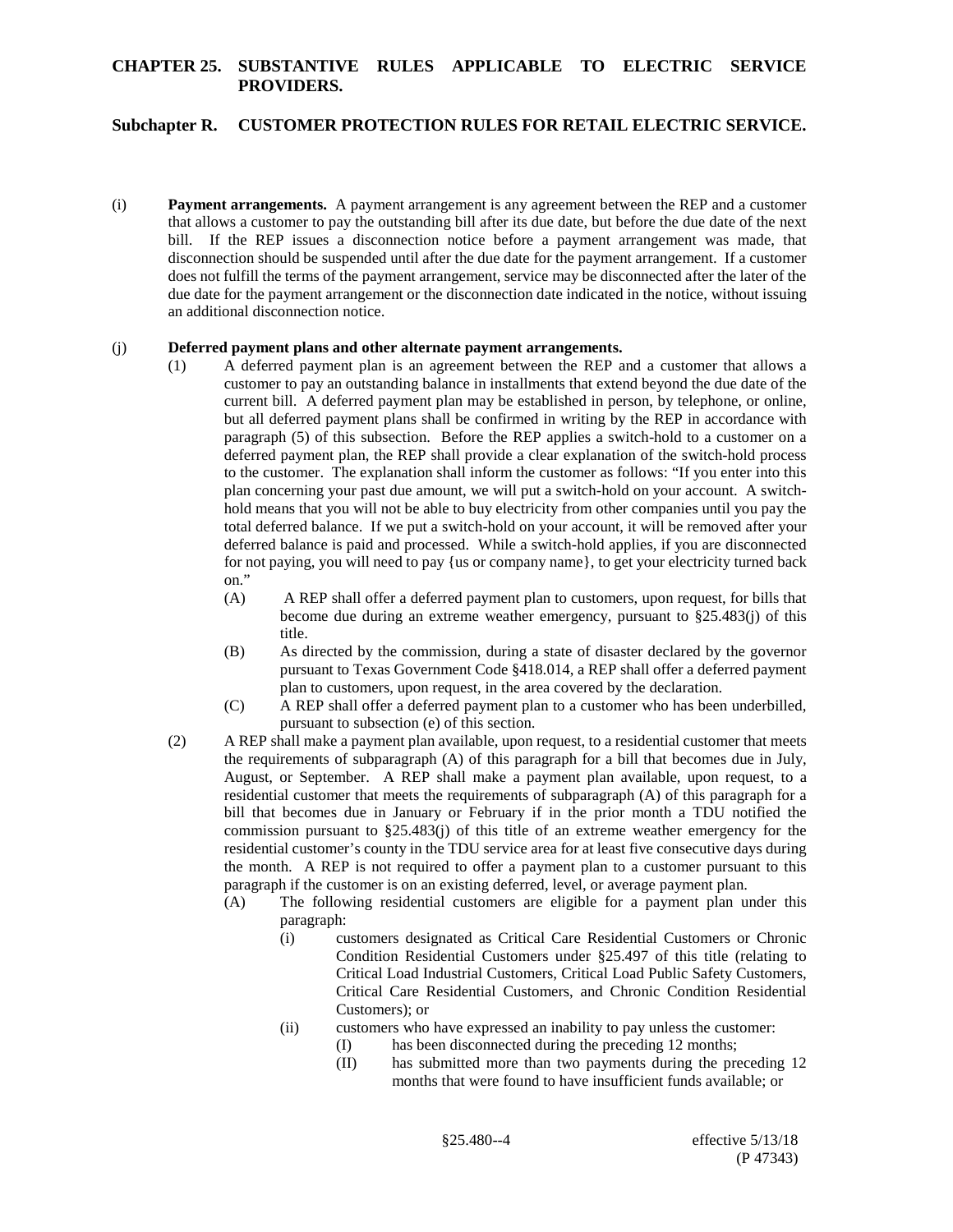(i) **Payment arrangements.** A payment arrangement is any agreement between the REP and a customer that allows a customer to pay the outstanding bill after its due date, but before the due date of the next bill. If the REP issues a disconnection notice before a payment arrangement was made, that disconnection should be suspended until after the due date for the payment arrangement. If a customer does not fulfill the terms of the payment arrangement, service may be disconnected after the later of the due date for the payment arrangement or the disconnection date indicated in the notice, without issuing an additional disconnection notice.

(j) **Deferred payment plans and other alternate payment arrangements.**

(1) A deferred payment plan is an agreement between the REP and a customer that allows a customer to pay an outstanding balance in installments that extend beyond the due date of the current bill. A deferred payment plan may be established in person, by telephone, or online, but all deferred payment plans shall be confirmed in writing by the REP in accordance with paragraph (5) of this subsection. Before the REP applies a switch-hold to a customer on a deferred payment plan, the REP shall provide a clear explanation of the switch-hold process to the customer. The explanation shall inform the customer as follows: "If you enter into this plan concerning your past due amount, we will put a switch-hold on your account. A switch-hold means that you will not be able to buy electricity from other companies until you pay the total deferred balance. If we put a switch-hold on your account, it will be removed after your deferred balance is paid and processed. While a switch-hold applies, if you are disconnected for not paying, you will need to pay {us or company name}, to get your electricity turned back on."

(A) A REP shall offer a deferred payment plan to customers, upon request, for bills that become due during an extreme weather emergency, pursuant to §25.483(j) of this title.

(B) As directed by the commission, during a state of disaster declared by the governor pursuant to Texas Government Code §418.014, a REP shall offer a deferred payment plan to customers, upon request, in the area covered by the declaration.

(C) A REP shall offer a deferred payment plan to a customer who has been underbilled, pursuant to subsection (e) of this section.

(2) A REP shall make a payment plan available, upon request, to a residential customer that meets the requirements of subparagraph (A) of this paragraph for a bill that becomes due in July, August, or September. A REP shall make a payment plan available, upon request, to a residential customer that meets the requirements of subparagraph (A) of this paragraph for a bill that becomes due in January or February if in the prior month a TDU notified the commission pursuant to §25.483(j) of this title of an extreme weather emergency for the residential customer's county in the TDU service area for at least five consecutive days during the month. A REP is not required to offer a payment plan to a customer pursuant to this paragraph if the customer is on an existing deferred, level, or average payment plan.

(A) The following residential customers are eligible for a payment plan under this paragraph:

(i) customers designated as Critical Care Residential Customers or Chronic Condition Residential Customers under §25.497 of this title (relating to Critical Load Industrial Customers, Critical Load Public Safety Customers, Critical Care Residential Customers, and Chronic Condition Residential Customers); or

(ii) customers who have expressed an inability to pay unless the customer:

(I) has been disconnected during the preceding 12 months;

(II) has submitted more than two payments during the preceding 12 months that were found to have insufficient funds available; or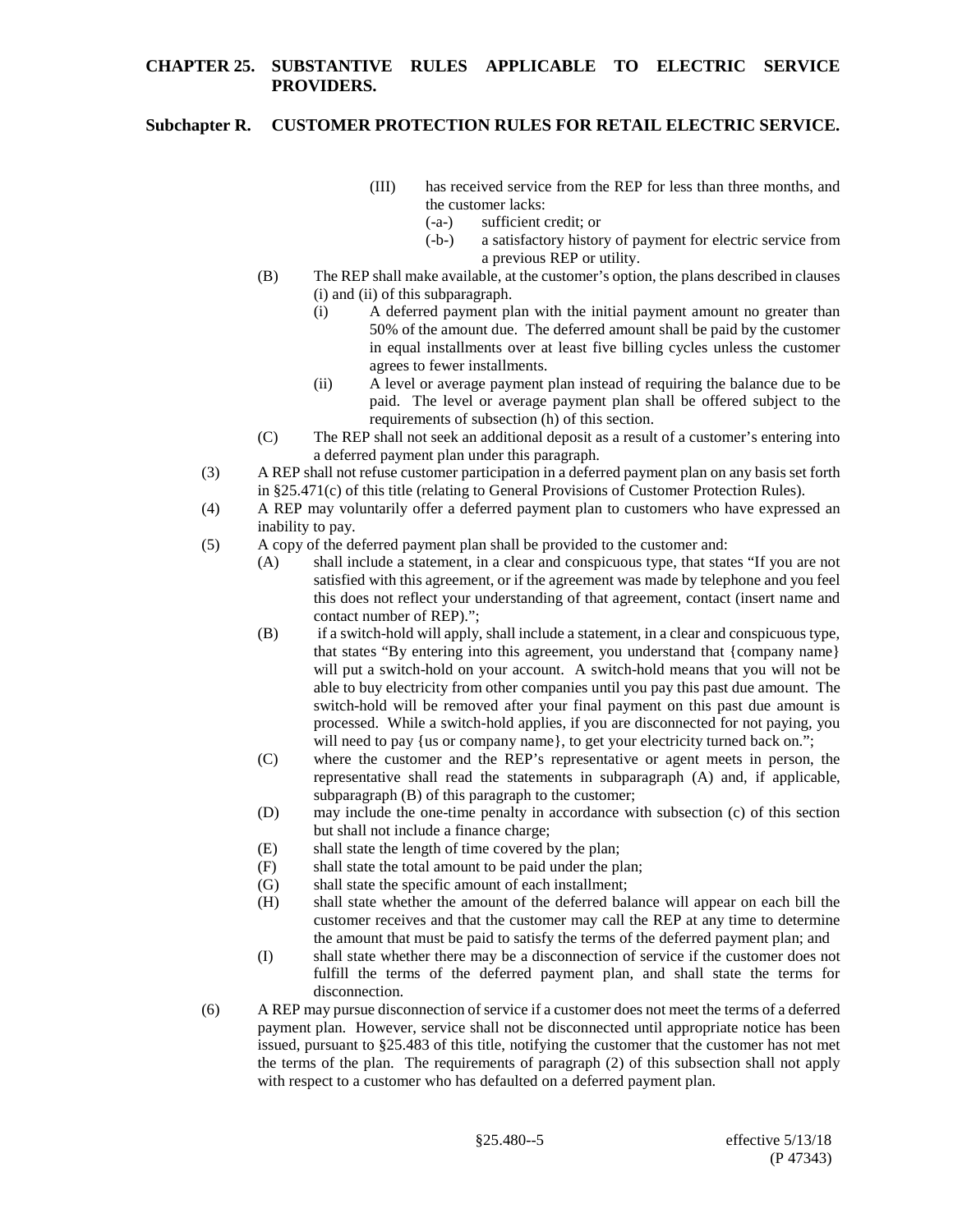(III) has received service from the REP for less than three months, and the customer lacks:

(-a-) sufficient credit; or

(-b-) a satisfactory history of payment for electric service from a previous REP or utility.

(B) The REP shall make available, at the customer's option, the plans described in clauses (i) and (ii) of this subparagraph.

(i) A deferred payment plan with the initial payment amount no greater than 50% of the amount due. The deferred amount shall be paid by the customer in equal installments over at least five billing cycles unless the customer agrees to fewer installments.

(ii) A level or average payment plan instead of requiring the balance due to be paid. The level or average payment plan shall be offered subject to the requirements of subsection (h) of this section.

(C) The REP shall not seek an additional deposit as a result of a customer's entering into a deferred payment plan under this paragraph.

(3) A REP shall not refuse customer participation in a deferred payment plan on any basis set forth in §25.471(c) of this title (relating to General Provisions of Customer Protection Rules).

(4) A REP may voluntarily offer a deferred payment plan to customers who have expressed an inability to pay.

(5) A copy of the deferred payment plan shall be provided to the customer and:

(A) shall include a statement, in a clear and conspicuous type, that states "If you are not satisfied with this agreement, or if the agreement was made by telephone and you feel this does not reflect your understanding of that agreement, contact (insert name and contact number of REP).";

(B) if a switch-hold will apply, shall include a statement, in a clear and conspicuous type, that states "By entering into this agreement, you understand that {company name} will put a switch-hold on your account. A switch-hold means that you will not be able to buy electricity from other companies until you pay this past due amount. The switch-hold will be removed after your final payment on this past due amount is processed. While a switch-hold applies, if you are disconnected for not paying, you will need to pay {us or company name}, to get your electricity turned back on.";

(C) where the customer and the REP's representative or agent meets in person, the representative shall read the statements in subparagraph (A) and, if applicable, subparagraph (B) of this paragraph to the customer;

(D) may include the one-time penalty in accordance with subsection (c) of this section but shall not include a finance charge;

(E) shall state the length of time covered by the plan;

(F) shall state the total amount to be paid under the plan;

(G) shall state the specific amount of each installment;

(H) shall state whether the amount of the deferred balance will appear on each bill the customer receives and that the customer may call the REP at any time to determine the amount that must be paid to satisfy the terms of the deferred payment plan; and

(I) shall state whether there may be a disconnection of service if the customer does not fulfill the terms of the deferred payment plan, and shall state the terms for disconnection.

(6) A REP may pursue disconnection of service if a customer does not meet the terms of a deferred payment plan. However, service shall not be disconnected until appropriate notice has been issued, pursuant to §25.483 of this title, notifying the customer that the customer has not met the terms of the plan. The requirements of paragraph (2) of this subsection shall not apply with respect to a customer who has defaulted on a deferred payment plan.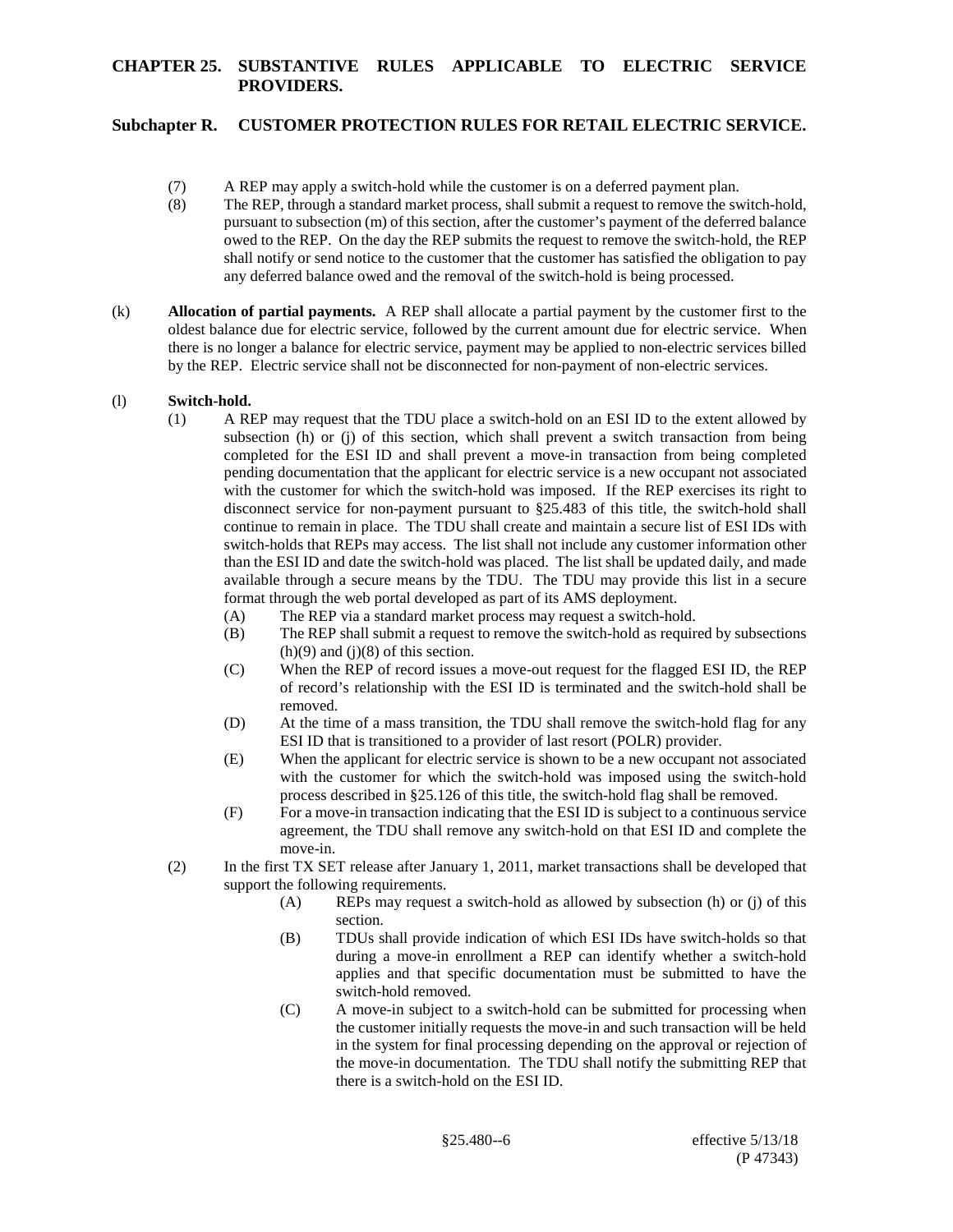(7) A REP may apply a switch-hold while the customer is on a deferred payment plan.

(8) The REP, through a standard market process, shall submit a request to remove the switch-hold, pursuant to subsection (m) of this section, after the customer's payment of the deferred balance owed to the REP. On the day the REP submits the request to remove the switch-hold, the REP shall notify or send notice to the customer that the customer has satisfied the obligation to pay any deferred balance owed and the removal of the switch-hold is being processed.

(k) **Allocation of partial payments.** A REP shall allocate a partial payment by the customer first to the oldest balance due for electric service, followed by the current amount due for electric service. When there is no longer a balance for electric service, payment may be applied to non-electric services billed by the REP. Electric service shall not be disconnected for non-payment of non-electric services.

(l) **Switch-hold.**

(1) A REP may request that the TDU place a switch-hold on an ESI ID to the extent allowed by subsection (h) or (j) of this section, which shall prevent a switch transaction from being completed for the ESI ID and shall prevent a move-in transaction from being completed pending documentation that the applicant for electric service is a new occupant not associated with the customer for which the switch-hold was imposed. If the REP exercises its right to disconnect service for non-payment pursuant to §25.483 of this title, the switch-hold shall continue to remain in place. The TDU shall create and maintain a secure list of ESI IDs with switch-holds that REPs may access. The list shall not include any customer information other than the ESI ID and date the switch-hold was placed. The list shall be updated daily, and made available through a secure means by the TDU. The TDU may provide this list in a secure format through the web portal developed as part of its AMS deployment.

(A) The REP via a standard market process may request a switch-hold.

(B) The REP shall submit a request to remove the switch-hold as required by subsections (h)(9) and (j)(8) of this section.

(C) When the REP of record issues a move-out request for the flagged ESI ID, the REP of record's relationship with the ESI ID is terminated and the switch-hold shall be removed.

(D) At the time of a mass transition, the TDU shall remove the switch-hold flag for any ESI ID that is transitioned to a provider of last resort (POLR) provider.

(E) When the applicant for electric service is shown to be a new occupant not associated with the customer for which the switch-hold was imposed using the switch-hold process described in §25.126 of this title, the switch-hold flag shall be removed.

(F) For a move-in transaction indicating that the ESI ID is subject to a continuous service agreement, the TDU shall remove any switch-hold on that ESI ID and complete the move-in.

(2) In the first TX SET release after January 1, 2011, market transactions shall be developed that support the following requirements.

(A) REPs may request a switch-hold as allowed by subsection (h) or (j) of this section.

(B) TDUs shall provide indication of which ESI IDs have switch-holds so that during a move-in enrollment a REP can identify whether a switch-hold applies and that specific documentation must be submitted to have the switch-hold removed.

(C) A move-in subject to a switch-hold can be submitted for processing when the customer initially requests the move-in and such transaction will be held in the system for final processing depending on the approval or rejection of the move-in documentation. The TDU shall notify the submitting REP that there is a switch-hold on the ESI ID.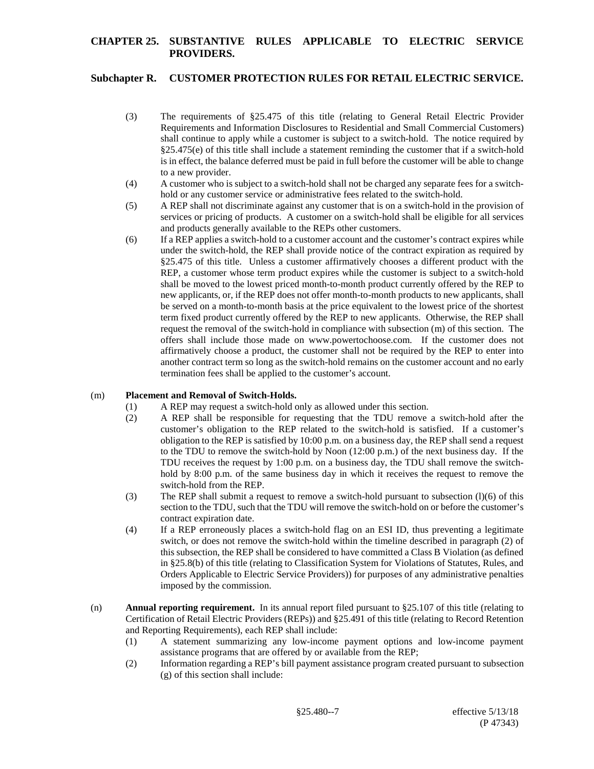(3) The requirements of §25.475 of this title (relating to General Retail Electric Provider Requirements and Information Disclosures to Residential and Small Commercial Customers) shall continue to apply while a customer is subject to a switch-hold. The notice required by §25.475(e) of this title shall include a statement reminding the customer that if a switch-hold is in effect, the balance deferred must be paid in full before the customer will be able to change to a new provider.

(4) A customer who is subject to a switch-hold shall not be charged any separate fees for a switch-hold or any customer service or administrative fees related to the switch-hold.

(5) A REP shall not discriminate against any customer that is on a switch-hold in the provision of services or pricing of products. A customer on a switch-hold shall be eligible for all services and products generally available to the REPs other customers.

(6) If a REP applies a switch-hold to a customer account and the customer's contract expires while under the switch-hold, the REP shall provide notice of the contract expiration as required by §25.475 of this title. Unless a customer affirmatively chooses a different product with the REP, a customer whose term product expires while the customer is subject to a switch-hold shall be moved to the lowest priced month-to-month product currently offered by the REP to new applicants, or, if the REP does not offer month-to-month products to new applicants, shall be served on a month-to-month basis at the price equivalent to the lowest price of the shortest term fixed product currently offered by the REP to new applicants. Otherwise, the REP shall request the removal of the switch-hold in compliance with subsection (m) of this section. The offers shall include those made on www.powertochoose.com. If the customer does not affirmatively choose a product, the customer shall not be required by the REP to enter into another contract term so long as the switch-hold remains on the customer account and no early termination fees shall be applied to the customer's account.

(m) **Placement and Removal of Switch-Holds.**

(1) A REP may request a switch-hold only as allowed under this section.

(2) A REP shall be responsible for requesting that the TDU remove a switch-hold after the customer's obligation to the REP related to the switch-hold is satisfied. If a customer's obligation to the REP is satisfied by 10:00 p.m. on a business day, the REP shall send a request to the TDU to remove the switch-hold by Noon (12:00 p.m.) of the next business day. If the TDU receives the request by 1:00 p.m. on a business day, the TDU shall remove the switch-hold by 8:00 p.m. of the same business day in which it receives the request to remove the switch-hold from the REP.

(3) The REP shall submit a request to remove a switch-hold pursuant to subsection (l)(6) of this section to the TDU, such that the TDU will remove the switch-hold on or before the customer's contract expiration date.

(4) If a REP erroneously places a switch-hold flag on an ESI ID, thus preventing a legitimate switch, or does not remove the switch-hold within the timeline described in paragraph (2) of this subsection, the REP shall be considered to have committed a Class B Violation (as defined in §25.8(b) of this title (relating to Classification System for Violations of Statutes, Rules, and Orders Applicable to Electric Service Providers)) for purposes of any administrative penalties imposed by the commission.

(n) **Annual reporting requirement.** In its annual report filed pursuant to §25.107 of this title (relating to Certification of Retail Electric Providers (REPs)) and §25.491 of this title (relating to Record Retention and Reporting Requirements), each REP shall include:

(1) A statement summarizing any low-income payment options and low-income payment assistance programs that are offered by or available from the REP;

(2) Information regarding a REP's bill payment assistance program created pursuant to subsection (g) of this section shall include: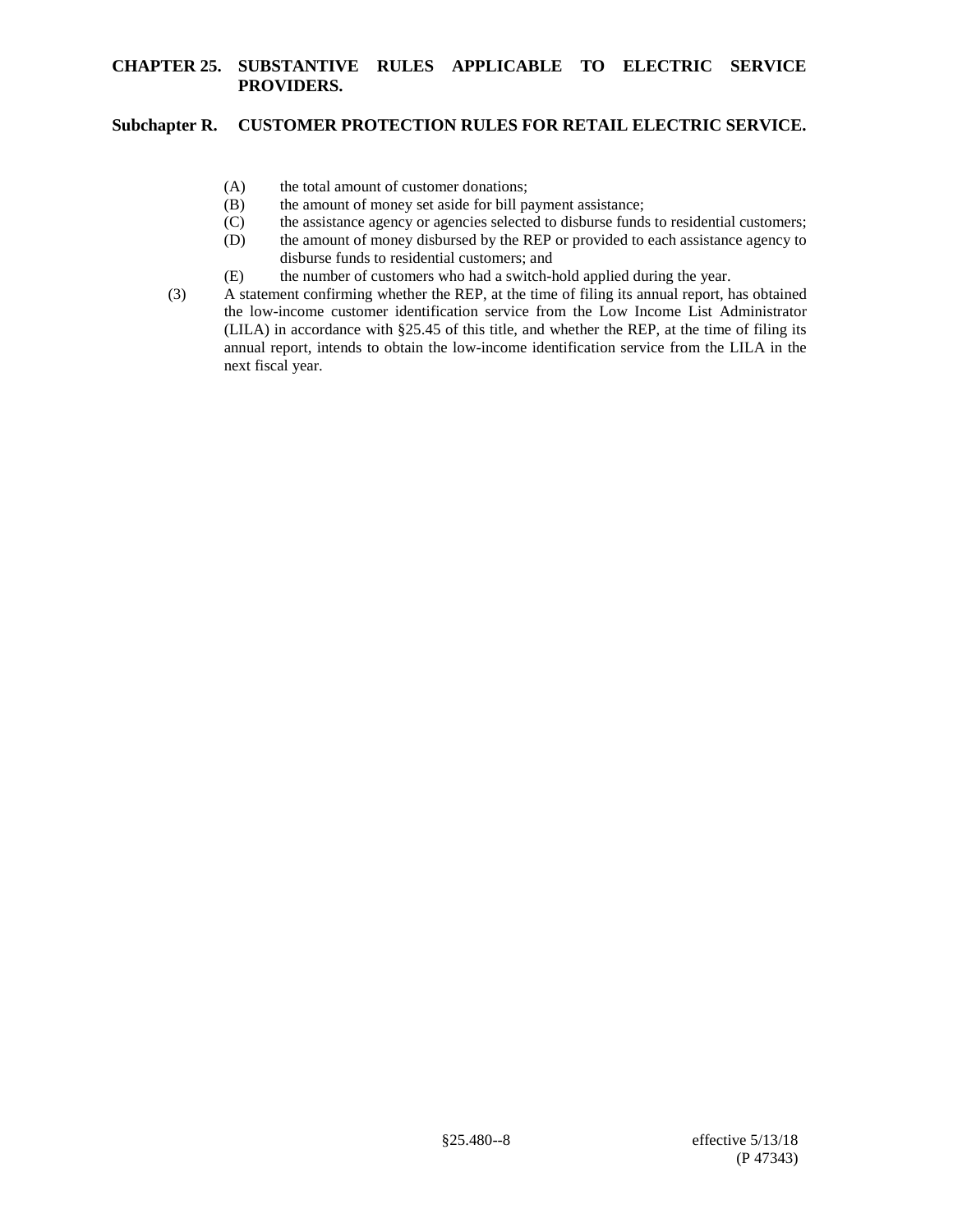(A) the total amount of customer donations;

(B) the amount of money set aside for bill payment assistance;

(C) the assistance agency or agencies selected to disburse funds to residential customers;

(D) the amount of money disbursed by the REP or provided to each assistance agency to disburse funds to residential customers; and

(E) the number of customers who had a switch-hold applied during the year.

(3) A statement confirming whether the REP, at the time of filing its annual report, has obtained the low-income customer identification service from the Low Income List Administrator (LILA) in accordance with §25.45 of this title, and whether the REP, at the time of filing its annual report, intends to obtain the low-income identification service from the LILA in the next fiscal year.